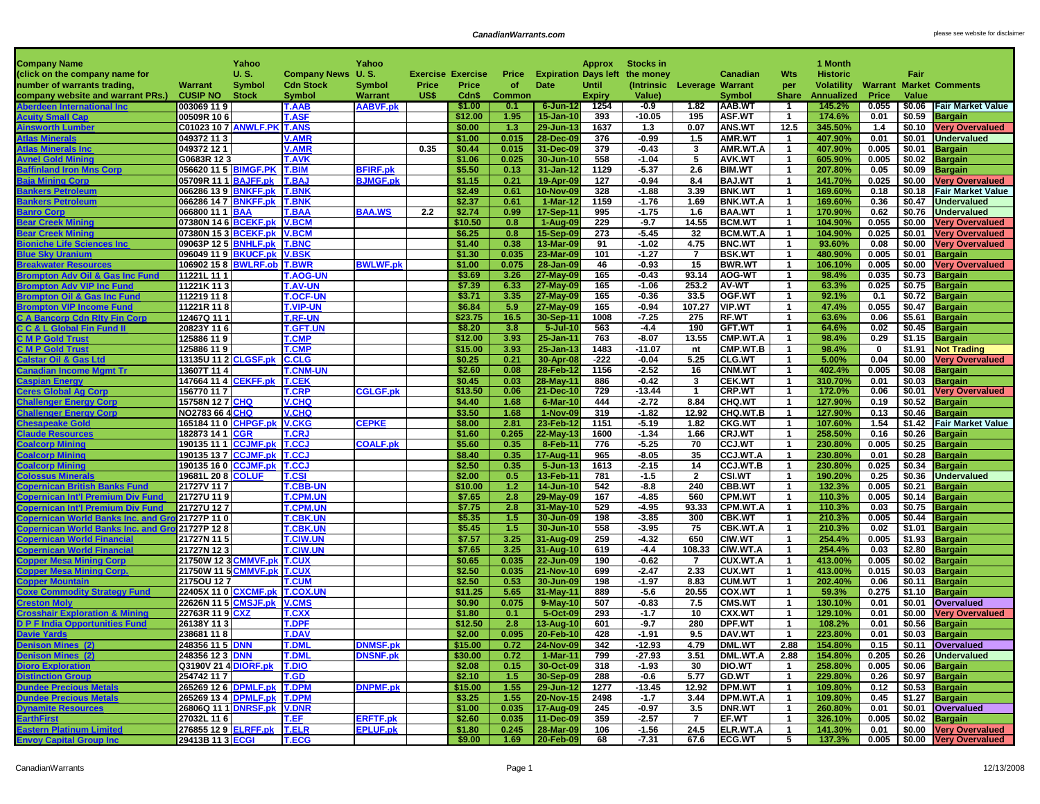**CanadianWarrants.com**

please see website for disclaimer

| Company Name (click on the company name for number of warrants trading, company website and warrant PRs.) | Warrant CUSIP NO | Yahoo U. S. Symbol Stock | Company News Cdn Stock Symbol | Yahoo U. S. Symbol Warrant | Exercise Price US$ | Exercise Price Cdn$ | Price of Common | Expiration Date | Approx Days left Until Expiry | Stocks in the money (Intrinsic Value) | Leverage | Canadian Warrant Symbol | Wts per Share | 1 Month Historic Volatility Annualized | Warrant Price | Fair Market Value | Comments |
|---|---|---|---|---|---|---|---|---|---|---|---|---|---|---|---|---|---|
| Aberdeen International Inc | 003069 11 9 | | T.AAB | AABVF.pk | | $1.00 | 0.1 | 6-Jun-12 | 1254 | -0.9 | 1.82 | AAB.WT | 1 | 145.2% | 0.055 | $0.06 | Fair Market Value |
| Acuity Small Cap | 00509R 10 6 | | T.ASF | | | $12.00 | 1.95 | 15-Jan-10 | 393 | -10.05 | 195 | ASF.WT | 1 | 174.6% | 0.01 | $0.59 | Bargain |
| Ainsworth Lumber | C01023 10 7 | ANWLF.PK | T.ANS | | | $0.00 | 1.3 | 29-Jun-13 | 1637 | 1.3 | 0.07 | ANS.WT | 12.5 | 345.50% | 1.4 | $0.10 | Very Overvalued |
| Atlas Minerals | 049372 11 3 | | V.AMR | | | $1.00 | 0.015 | 28-Dec-09 | 376 | -0.99 | 1.5 | AMR.WT | 1 | 407.90% | 0.01 | $0.01 | Undervalued |
| Atlas Minerals Inc | 049372 12 1 | | V.AMR | | 0.35 | $0.44 | 0.015 | 31-Dec-09 | 379 | -0.43 | 3 | AMR.WT.A | 1 | 407.90% | 0.005 | $0.01 | Bargain |
| Avnel Gold Mining | G0683R 12 3 | | T.AVK | | | $1.06 | 0.025 | 30-Jun-10 | 558 | -1.04 | 5 | AVK.WT | 1 | 605.90% | 0.005 | $0.02 | Bargain |
| Baffinland Iron Mns Corp | 056620 11 5 | BIMGF.PK | T.BIM | BFIRF.pk | | $5.50 | 0.13 | 31-Jan-12 | 1129 | -5.37 | 2.6 | BIM.WT | 1 | 207.80% | 0.05 | $0.09 | Bargain |
| Baja Mining Corp | 05709R 11 1 | BAJFF.pk | T.BAJ | BJMGF.pk | | $1.15 | 0.21 | 19-Apr-09 | 127 | -0.94 | 8.4 | BAJ.WT | 1 | 141.70% | 0.025 | $0.00 | Very Overvalued |
| Bankers Petroleum | 066286 13 9 | BNKFF.pk | T.BNK | | | $2.49 | 0.61 | 10-Nov-09 | 328 | -1.88 | 3.39 | BNK.WT | 1 | 169.60% | 0.18 | $0.18 | Fair Market Value |
| Bankers Petroleum | 066286 14 7 | BNKFF.pk | T.BNK | | | $2.37 | 0.61 | 1-Mar-12 | 1159 | -1.76 | 1.69 | BNK.WT.A | 1 | 169.60% | 0.36 | $0.47 | Undervalued |
| Banro Corp | 066800 11 1 | BAA | T.BAA | BAA.WS | 2.2 | $2.74 | 0.99 | 17-Sep-11 | 995 | -1.75 | 1.6 | BAA.WT | 1 | 170.90% | 0.62 | $0.76 | Undervalued |
| Bear Creek Mining | 07380N 14 6 | BCEKF.pk | V.BCM | | | $10.50 | 0.8 | 1-Aug-09 | 229 | -9.7 | 14.55 | BCM.WT | 1 | 104.90% | 0.055 | $0.00 | Very Overvalued |
| Bear Creek Mining | 07380N 15 3 | BCEKF.pk | V.BCM | | | $6.25 | 0.8 | 15-Sep-09 | 273 | -5.45 | 32 | BCM.WT.A | 1 | 104.90% | 0.025 | $0.01 | Very Overvalued |
| Bioniche Life Sciences Inc | 09063P 12 5 | BNHLF.pk | T.BNC | | | $1.40 | 0.38 | 13-Mar-09 | 91 | -1.02 | 4.75 | BNC.WT | 1 | 93.60% | 0.08 | $0.00 | Very Overvalued |
| Blue Sky Uranium | 096049 11 9 | BKUCF.pk | V.BSK | | | $1.30 | 0.035 | 23-Mar-09 | 101 | -1.27 | 7 | BSK.WT | 1 | 480.90% | 0.005 | $0.01 | Bargain |
| Breakwater Resources | 106902 15 8 | BWLRF.ob | T.BWR | BWLWF.pk | | $1.00 | 0.075 | 28-Jan-09 | 46 | -0.93 | 15 | BWR.WT | 1 | 106.10% | 0.005 | $0.00 | Very Overvalued |
| Brompton Adv Oil & Gas Inc Fund | 11221L 11 1 | | T.AOG-UN | | | $3.69 | 3.26 | 27-May-09 | 165 | -0.43 | 93.14 | AOG-WT | 1 | 98.4% | 0.035 | $0.73 | Bargain |
| Brompton Adv VIP Inc Fund | 11221K 11 3 | | T.AV-UN | | | $7.39 | 6.33 | 27-May-09 | 165 | -1.06 | 253.2 | AV-WT | 1 | 63.3% | 0.025 | $0.75 | Bargain |
| Brompton Oil & Gas Inc Fund | 112219 11 8 | | T.OCF-UN | | | $3.71 | 3.35 | 27-May-09 | 165 | -0.36 | 33.5 | OGF.WT | 1 | 92.1% | 0.1 | $0.72 | Bargain |
| Brompton VIP Income Fund | 11221R 11 8 | | T.VIP-UN | | | $6.84 | 5.9 | 27-May-09 | 165 | -0.94 | 107.27 | VIP.WT | 1 | 47.4% | 0.055 | $0.47 | Bargain |
| C A Bancorp Cdn Rlty Fin Corp | 12467Q 11 1 | | T.RF-UN | | | $23.75 | 16.5 | 30-Sep-11 | 1008 | -7.25 | 275 | RF.WT | 1 | 63.6% | 0.06 | $5.61 | Bargain |
| C C & L Global Fin Fund II | 20823Y 11 6 | | T.GFT.UN | | | $8.20 | 3.8 | 5-Jul-10 | 563 | -4.4 | 190 | GFT.WT | 1 | 64.6% | 0.02 | $0.45 | Bargain |
| C M P Gold Trust | 125886 11 9 | | T.CMP | | | $12.00 | 3.93 | 25-Jan-11 | 763 | -8.07 | 13.55 | CMP.WT.A | 1 | 98.4% | 0.29 | $1.15 | Bargain |
| C M P Gold Trust | 125886 11 9 | | T.CMP | | | $15.00 | 3.93 | 25-Jan-13 | 1483 | -11.07 | nt | CMP.WT.B | 1 | 98.4% | 0 | $1.91 | Not Trading |
| Calstar Oil & Gas Ltd | 13135U 11 2 | CLGSF.pk | C.CLG | | | $0.25 | 0.21 | 30-Apr-08 | -222 | -0.04 | 5.25 | CLG.WT | 1 | 5.00% | 0.04 | $0.00 | Very Overvalued |
| Canadian Income Mgmt Tr | 13607T 11 4 | | T.CNM-UN | | | $2.60 | 0.08 | 28-Feb-12 | 1156 | -2.52 | 16 | CNM.WT | 1 | 402.4% | 0.005 | $0.08 | Bargain |
| Caspian Energy | 147664 11 4 | CEKFF.pk | T.CEK | | | $0.45 | 0.03 | 28-May-11 | 886 | -0.42 | 3 | CEK.WT | 1 | 310.70% | 0.01 | $0.03 | Bargain |
| Ceres Global Ag Corp | 156770 11 7 | | T.CRP | CGLGF.pk | | $13.50 | 0.06 | 21-Dec-10 | 729 | -13.44 | 1 | CRP.WT | 1 | 172.0% | 0.06 | $0.01 | Very Overvalued |
| Challenger Energy Corp | 15758N 12 7 | CHQ | V.CHQ | | | $4.40 | 1.68 | 6-Mar-10 | 444 | -2.72 | 8.84 | CHQ.WT | 1 | 127.90% | 0.19 | $0.52 | Bargain |
| Challenger Energy Corp | NO2783 66 4 | CHQ | V.CHQ | | | $3.50 | 1.68 | 1-Nov-09 | 319 | -1.82 | 12.92 | CHQ.WT.B | 1 | 127.90% | 0.13 | $0.46 | Bargain |
| Chesapeake Gold | 165184 11 0 | CHPGF.pk | V.CKG | CEPKE | | $8.00 | 2.81 | 23-Feb-12 | 1151 | -5.19 | 1.82 | CKG.WT | 1 | 107.60% | 1.54 | $1.42 | Fair Market Value |
| Claude Resources | 182873 14 1 | CGR | T.CRJ | | | $1.60 | 0.265 | 22-May-13 | 1600 | -1.34 | 1.66 | CRJ.WT | 1 | 258.50% | 0.16 | $0.26 | Bargain |
| Coalcorp Mining | 190135 11 1 | CCJMF.pk | T.CCJ | COALF.pk | | $5.60 | 0.35 | 8-Feb-11 | 776 | -5.25 | 70 | CCJ.WT | 1 | 230.80% | 0.005 | $0.25 | Bargain |
| Coalcorp Mining | 190135 13 7 | CCJMF.pk | T.CCJ | | | $8.40 | 0.35 | 17-Aug-11 | 965 | -8.05 | 35 | CCJ.WT.A | 1 | 230.80% | 0.01 | $0.28 | Bargain |
| Coalcorp Mining | 190135 16 0 | CCJMF.pk | T.CCJ | | | $2.50 | 0.35 | 5-Jun-13 | 1613 | -2.15 | 14 | CCJ.WT.B | 1 | 230.80% | 0.025 | $0.34 | Bargain |
| Colossus Minerals | 19681L 20 8 | COLUF | T.CSI | | | $2.00 | 0.5 | 13-Feb-11 | 781 | -1.5 | 2 | CSI.WT | 1 | 190.20% | 0.25 | $0.36 | Undervalued |
| Copernican British Banks Fund | 21727V 11 7 | | T.CBB-UN | | | $10.00 | 1.2 | 14-Jun-10 | 542 | -8.8 | 240 | CBB.WT | 1 | 132.3% | 0.005 | $0.21 | Bargain |
| Copernican Int'l Premium Div Fund | 21727U 11 9 | | T.CPM.UN | | | $7.65 | 2.8 | 29-May-09 | 167 | -4.85 | 560 | CPM.WT | 1 | 110.3% | 0.005 | $0.14 | Bargain |
| Copernican Int'l Premium Div Fund | 21727U 12 7 | | T.CPM.UN | | | $7.75 | 2.8 | 31-May-10 | 529 | -4.95 | 93.33 | CPM.WT.A | 1 | 110.3% | 0.03 | $0.75 | Bargain |
| Copernican World Banks Inc. and Gro | 21727P 11 0 | | T.CBK.UN | | | $5.35 | 1.5 | 30-Jun-09 | 198 | -3.85 | 300 | CBK.WT | 1 | 210.3% | 0.005 | $0.44 | Bargain |
| Copernican World Banks Inc. and Gro | 21727P 12 8 | | T.CBK.UN | | | $5.45 | 1.5 | 30-Jun-10 | 558 | -3.95 | 75 | CBK.WT.A | 1 | 210.3% | 0.02 | $1.01 | Bargain |
| Copernican World Financial | 21727N 11 5 | | T.CIW.UN | | | $7.57 | 3.25 | 31-Aug-09 | 259 | -4.32 | 650 | CIW.WT | 1 | 254.4% | 0.005 | $1.93 | Bargain |
| Copernican World Financial | 21727N 12 3 | | T.CIW.UN | | | $7.65 | 3.25 | 31-Aug-10 | 619 | -4.4 | 108.33 | CIW.WT.A | 1 | 254.4% | 0.03 | $2.80 | Bargain |
| Copper Mesa Mining Corp | 21750W 12 3 | CMMVF.pk | T.CUX | | | $0.65 | 0.035 | 22-Jun-09 | 190 | -0.62 | 7 | CUX.WT.A | 1 | 413.00% | 0.005 | $0.02 | Bargain |
| Copper Mesa Mining Corp. | 21750W 11 5 | CMMVF.pk | T.CUX | | | $2.50 | 0.035 | 21-Nov-10 | 699 | -2.47 | 2.33 | CUX.WT | 1 | 413.00% | 0.015 | $0.03 | Bargain |
| Copper Mountain | 2175OU 12 7 | | T.CUM | | | $2.50 | 0.53 | 30-Jun-09 | 198 | -1.97 | 8.83 | CUM.WT | 1 | 202.40% | 0.06 | $0.11 | Bargain |
| Coxe Commodity Strategy Fund | 22405X 11 0 | CXCMF.pk | T.COX.UN | | | $11.25 | 5.65 | 31-May-11 | 889 | -5.6 | 20.55 | COX.WT | 1 | 59.3% | 0.275 | $1.10 | Bargain |
| Creston Moly | 22626N 11 5 | CMSJF.pk | V.CMS | | | $0.90 | 0.075 | 9-May-10 | 507 | -0.83 | 7.5 | CMS.WT | 1 | 130.10% | 0.01 | $0.01 | Overvalued |
| Crosshair Exploration & Mining | 22763R 11 9 | CXZ | T.CXX | | | $1.80 | 0.1 | 5-Oct-09 | 293 | -1.7 | 10 | CXX.WT | 1 | 129.10% | 0.01 | $0.00 | Very Overvalued |
| D P F India Opportunities Fund | 26138Y 11 3 | | T.DPF | | | $12.50 | 2.8 | 13-Aug-10 | 601 | -9.7 | 280 | DPF.WT | 1 | 108.2% | 0.01 | $0.56 | Bargain |
| Davie Yards | 238681 11 8 | | T.DAV | | | $2.00 | 0.095 | 20-Feb-10 | 428 | -1.91 | 9.5 | DAV.WT | 1 | 223.80% | 0.01 | $0.03 | Bargain |
| Denison Mines (2) | 248356 11 5 | DNN | T.DML | DNMSF.pk | | $15.00 | 0.72 | 24-Nov-09 | 342 | -12.93 | 4.79 | DML.WT | 2.88 | 154.80% | 0.15 | $0.11 | Overvalued |
| Denison Mines (2) | 248356 12 3 | DNN | T.DML | DNSNF.pk | | $30.00 | 0.72 | 1-Mar-11 | 799 | -27.93 | 3.51 | DML.WT.A | 2.88 | 154.80% | 0.205 | $0.26 | Undervalued |
| Dioro Exploration | Q3190V 21 4 | DIORF.pk | T.DIO | | | $2.08 | 0.15 | 30-Oct-09 | 318 | -1.93 | 30 | DIO.WT | 1 | 258.80% | 0.005 | $0.06 | Bargain |
| Distinction Group | 254742 11 7 | | T.GD | | | $2.10 | 1.5 | 30-Sep-09 | 288 | -0.6 | 5.77 | GD.WT | 1 | 229.80% | 0.26 | $0.97 | Bargain |
| Dundee Precious Metals | 265269 12 6 | DPMLF.pk | T.DPM | DNPMF.pk | | $15.00 | 1.55 | 29-Jun-12 | 1277 | -13.45 | 12.92 | DPM.WT | 1 | 109.80% | 0.12 | $0.53 | Bargain |
| Dundee Precious Metals | 265269 13 4 | DPMLF.pk | T.DPM | | | $3.25 | 1.55 | 20-Nov-15 | 2498 | -1.7 | 3.44 | DPM.WT.A | 1 | 109.80% | 0.45 | $1.27 | Bargain |
| Dynamite Resources | 26806Q 11 1 | DNRSF.pk | V.DNR | | | $1.00 | 0.035 | 17-Aug-09 | 245 | -0.97 | 3.5 | DNR.WT | 1 | 260.80% | 0.01 | $0.01 | Overvalued |
| EarthFirst | 27032L 11 6 | | T.EF | ERFTF.pk | | $2.60 | 0.035 | 11-Dec-09 | 359 | -2.57 | 7 | EF.WT | 1 | 326.10% | 0.005 | $0.02 | Bargain |
| Eastern Platinum Limited | 276855 12 9 | ELRFF.pk | T.ELR | EPLUF.pk | | $1.80 | 0.245 | 28-Mar-09 | 106 | -1.56 | 24.5 | ELR.WT.A | 1 | 141.30% | 0.01 | $0.00 | Very Overvalued |
| Envoy Capital Group Inc | 29413B 11 3 | ECGI | T.ECG | | | $9.00 | 1.69 | 20-Feb-09 | 68 | -7.31 | 67.6 | ECG.WT | 5 | 137.3% | 0.005 | $0.00 | Very Overvalued |

CanadianWarrants 12/13/2008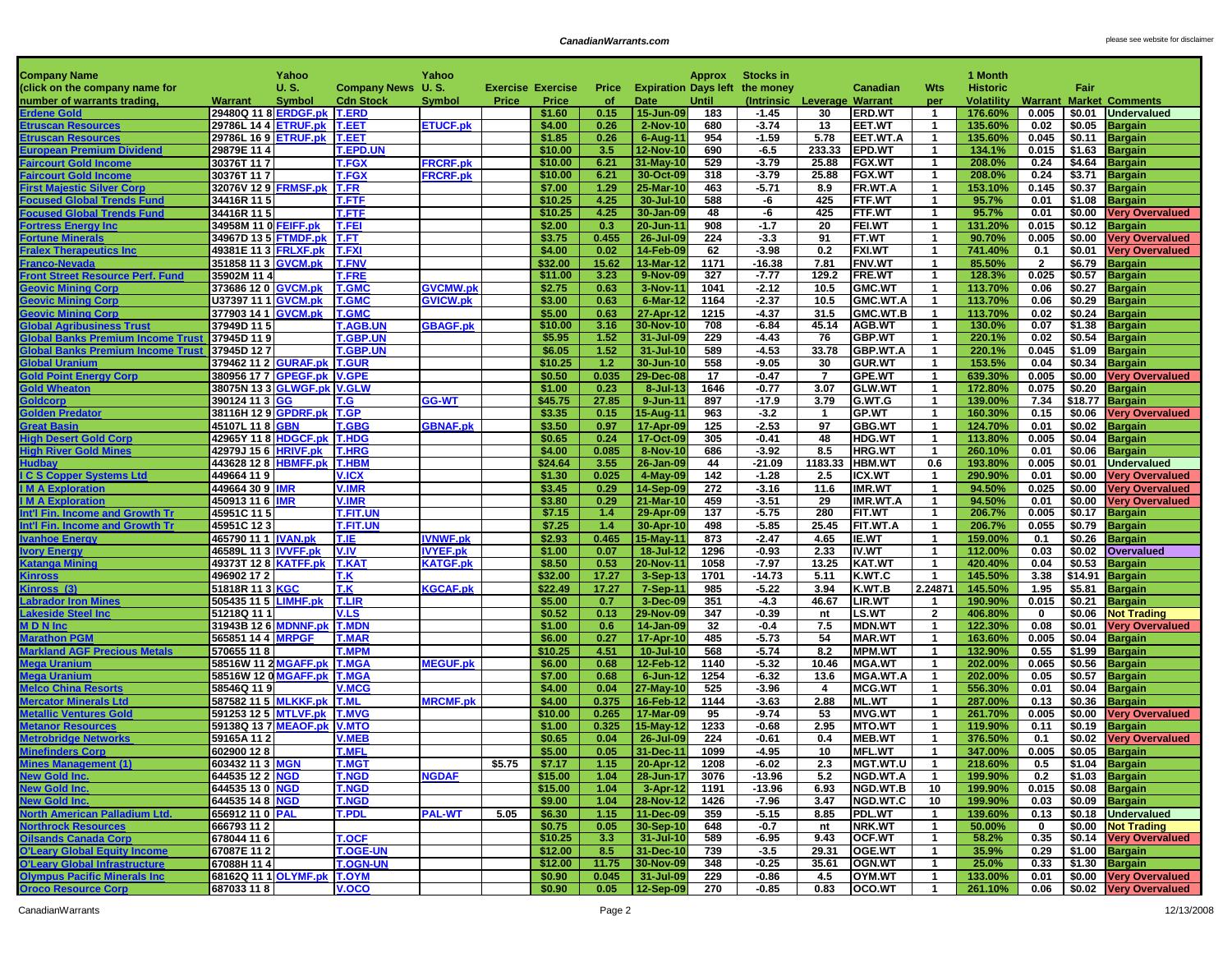| Company Name (click on the company name for number of warrants trading, | Warrant | Yahoo U. S. Symbol | Company News Cdn Stock | Yahoo U. S. Symbol | Exercise Price | Exercise Price | Price of | Expiration Date | Approx Days left Until | Stocks in the money (Intrinsic | Leverage | Canadian Warrant | Wts per | 1 Month Historic Volatility | Warrant | Fair Market | Comments |
|---|---|---|---|---|---|---|---|---|---|---|---|---|---|---|---|---|---|
| Erdene Gold | 29480Q 11 8 | ERDGF.pk | T.ERD | | | $1.60 | 0.15 | 15-Jun-09 | 183 | -1.45 | 30 | ERD.WT | 1 | 176.60% | 0.005 | $0.01 | Undervalued |
| Etruscan Resources | 29786L 14 4 | ETRUF.pk | T.EET | ETUCF.pk | | $4.00 | 0.26 | 2-Nov-10 | 680 | -3.74 | 13 | EET.WT | 1 | 135.60% | 0.02 | $0.05 | Bargain |
| Etruscan Resources | 29786L 16 9 | ETRUF.pk | T.EET | | | $1.85 | 0.26 | 6-Aug-11 | 954 | -1.59 | 5.78 | EET.WT.A | 1 | 135.60% | 0.045 | $0.11 | Bargain |
| European Premium Dividend | 29879E 11 4 | | T.EPD.UN | | | $10.00 | 3.5 | 12-Nov-10 | 690 | -6.5 | 233.33 | EPD.WT | 1 | 134.1% | 0.015 | $1.63 | Bargain |
| Faircourt Gold Income | 30376T 11 7 | | T.FGX | FRCRF.pk | | $10.00 | 6.21 | 31-May-10 | 529 | -3.79 | 25.88 | FGX.WT | 1 | 208.0% | 0.24 | $4.64 | Bargain |
| Faircourt Gold Income | 30376T 11 7 | | T.FGX | FRCRF.pk | | $10.00 | 6.21 | 30-Oct-09 | 318 | -3.79 | 25.88 | FGX.WT | 1 | 208.0% | 0.24 | $3.71 | Bargain |
| First Majestic Silver Corp | 32076V 12 9 | FRMSF.pk | T.FR | | | $7.00 | 1.29 | 25-Mar-10 | 463 | -5.71 | 8.9 | FR.WT.A | 1 | 153.10% | 0.145 | $0.37 | Bargain |
| Focused Global Trends Fund | 34416R 11 5 | | T.FTF | | | $10.25 | 4.25 | 30-Jul-10 | 588 | -6 | 425 | FTF.WT | 1 | 95.7% | 0.01 | $1.08 | Bargain |
| Focused Global Trends Fund | 34416R 11 5 | | T.FTF | | | $10.25 | 4.25 | 30-Jan-09 | 48 | -6 | 425 | FTF.WT | 1 | 95.7% | 0.01 | $0.00 | Very Overvalued |
| Fortress Energy Inc | 34958M 11 0 | FEIFF.pk | T.FEI | | | $2.00 | 0.3 | 20-Jun-11 | 908 | -1.7 | 20 | FEI.WT | 1 | 131.20% | 0.015 | $0.12 | Bargain |
| Fortune Minerals | 34967D 13 5 | FTMDF.pk | T.FT | | | $3.75 | 0.455 | 26-Jul-09 | 224 | -3.3 | 91 | FT.WT | 1 | 90.70% | 0.005 | $0.00 | Very Overvalued |
| Fralex Therapeutics Inc | 49381E 11 3 | FRLXF.pk | T.FXI | | | $4.00 | 0.02 | 14-Feb-09 | 62 | -3.98 | 0.2 | FXI.WT | 1 | 741.40% | 0.1 | $0.01 | Very Overvalued |
| Franco-Nevada | 351858 11 3 | GVCM.pk | T.FNV | | | $32.00 | 15.62 | 13-Mar-12 | 1171 | -16.38 | 7.81 | FNV.WT | 1 | 85.50% | 2 | $6.79 | Bargain |
| Front Street Resource Perf. Fund | 35902M 11 4 | | T.FRE | | | $11.00 | 3.23 | 9-Nov-09 | 327 | -7.77 | 129.2 | FRE.WT | 1 | 128.3% | 0.025 | $0.57 | Bargain |
| Geovic Mining Corp | 373686 12 0 | GVCM.pk | T.GMC | GVCMW.pk | | $2.75 | 0.63 | 3-Nov-11 | 1041 | -2.12 | 10.5 | GMC.WT | 1 | 113.70% | 0.06 | $0.27 | Bargain |
| Geovic Mining Corp | U37397 11 1 | GVCM.pk | T.GMC | GVICW.pk | | $3.00 | 0.63 | 6-Mar-12 | 1164 | -2.37 | 10.5 | GMC.WT.A | 1 | 113.70% | 0.06 | $0.29 | Bargain |
| Geovic Mining Corp | 377903 14 1 | GVCM.pk | T.GMC | | | $5.00 | 0.63 | 27-Apr-12 | 1215 | -4.37 | 31.5 | GMC.WT.B | 1 | 113.70% | 0.02 | $0.24 | Bargain |
| Global Agribusiness Trust | 37949D 11 5 | | T.AGB.UN | GBAGF.pk | | $10.00 | 3.16 | 30-Nov-10 | 708 | -6.84 | 45.14 | AGB.WT | 1 | 130.0% | 0.07 | $1.38 | Bargain |
| Global Banks Premium Income Trust | 37945D 11 9 | | T.GBP.UN | | | $5.95 | 1.52 | 31-Jul-09 | 229 | -4.43 | 76 | GBP.WT | 1 | 220.1% | 0.02 | $0.54 | Bargain |
| Global Banks Premium Income Trust | 37945D 12 7 | | T.GBP.UN | | | $6.05 | 1.52 | 31-Jul-10 | 589 | -4.53 | 33.78 | GBP.WT.A | 1 | 220.1% | 0.045 | $1.09 | Bargain |
| Global Uranium | 379462 11 2 | GURAF.pk | T.GUR | | | $10.25 | 1.2 | 30-Jun-10 | 558 | -9.05 | 30 | GUR.WT | 1 | 153.5% | 0.04 | $0.34 | Bargain |
| Gold Point Energy Corp | 380956 17 7 | GPEGF.pk | V.GPE | | | $0.50 | 0.035 | 29-Dec-08 | 17 | -0.47 | 7 | GPE.WT | 1 | 639.30% | 0.005 | $0.00 | Very Overvalued |
| Gold Wheaton | 38075N 13 3 | GLWGF.pk | V.GLW | | | $1.00 | 0.23 | 8-Jul-13 | 1646 | -0.77 | 3.07 | GLW.WT | 1 | 172.80% | 0.075 | $0.20 | Bargain |
| Goldcorp | 390124 11 3 | GG | T.G | GG-WT | | $45.75 | 27.85 | 9-Jun-11 | 897 | -17.9 | 3.79 | G.WT.G | 1 | 139.00% | 7.34 | $18.77 | Bargain |
| Golden Predator | 38116H 12 9 | GPDRF.pk | T.GP | | | $3.35 | 0.15 | 15-Aug-11 | 963 | -3.2 | 1 | GP.WT | 1 | 160.30% | 0.15 | $0.06 | Very Overvalued |
| Great Basin | 45107L 11 8 | GBN | T.GBG | GBNAF.pk | | $3.50 | 0.97 | 17-Apr-09 | 125 | -2.53 | 97 | GBG.WT | 1 | 124.70% | 0.01 | $0.02 | Bargain |
| High Desert Gold Corp | 42965Y 11 8 | HDGCF.pk | T.HDG | | | $0.65 | 0.24 | 17-Oct-09 | 305 | -0.41 | 48 | HDG.WT | 1 | 113.80% | 0.005 | $0.04 | Bargain |
| High River Gold Mines | 42979J 15 6 | HRIVF.pk | T.HRG | | | $4.00 | 0.085 | 8-Nov-10 | 686 | -3.92 | 8.5 | HRG.WT | 1 | 260.10% | 0.01 | $0.06 | Bargain |
| Hudbay | 443628 12 8 | HBMFF.pk | T.HBM | | | $24.64 | 3.55 | 26-Jan-09 | 44 | -21.09 | 1183.33 | HBM.WT | 0.6 | 193.80% | 0.005 | $0.01 | Undervalued |
| I C S Copper Systems Ltd | 449664 11 9 | | V.ICX | | | $1.30 | 0.025 | 4-May-09 | 142 | -1.28 | 2.5 | ICX.WT | 1 | 290.90% | 0.01 | $0.00 | Very Overvalued |
| I M A Exploration | 449664 30 9 | IMR | V.IMR | | | $3.45 | 0.29 | 14-Sep-09 | 272 | -3.16 | 11.6 | IMR.WT | 1 | 94.50% | 0.025 | $0.00 | Very Overvalued |
| I M A Exploration | 450913 11 6 | IMR | V.IMR | | | $3.80 | 0.29 | 21-Mar-10 | 459 | -3.51 | 29 | IMR.WT.A | 1 | 94.50% | 0.01 | $0.00 | Very Overvalued |
| Int'l Fin. Income and Growth Tr | 45951C 11 5 | | T.FIT.UN | | | $7.15 | 1.4 | 29-Apr-09 | 137 | -5.75 | 280 | FIT.WT | 1 | 206.7% | 0.005 | $0.17 | Bargain |
| Int'l Fin. Income and Growth Tr | 45951C 12 3 | | T.FIT.UN | | | $7.25 | 1.4 | 30-Apr-10 | 498 | -5.85 | 25.45 | FIT.WT.A | 1 | 206.7% | 0.055 | $0.79 | Bargain |
| Ivanhoe Energy | 465790 11 1 | IVAN.pk | T.IE | IVNWF.pk | | $2.93 | 0.465 | 15-May-11 | 873 | -2.47 | 4.65 | IE.WT | 1 | 159.00% | 0.1 | $0.26 | Bargain |
| Ivory Energy | 46589L 11 3 | IVVFF.pk | V.IV | IVYEF.pk | | $1.00 | 0.07 | 18-Jul-12 | 1296 | -0.93 | 2.33 | IV.WT | 1 | 112.00% | 0.03 | $0.02 | Overvalued |
| Katanga Mining | 49373T 12 8 | KATFF.pk | T.KAT | KATGF.pk | | $8.50 | 0.53 | 20-Nov-11 | 1058 | -7.97 | 13.25 | KAT.WT | 1 | 420.40% | 0.04 | $0.53 | Bargain |
| Kinross | 496902 17 2 | | T.K | | | $32.00 | 17.27 | 3-Sep-13 | 1701 | -14.73 | 5.11 | K.WT.C | 1 | 145.50% | 3.38 | $14.91 | Bargain |
| Kinross (3) | 51818R 11 3 | KGC | T.K | KGCAF.pk | | $22.49 | 17.27 | 7-Sep-11 | 985 | -5.22 | 3.94 | K.WT.B | 2.24871 | 145.50% | 1.95 | $5.81 | Bargain |
| Labrador Iron Mines | 505435 11 5 | LIMHF.pk | T.LIR | | | $5.00 | 0.7 | 3-Dec-09 | 351 | -4.3 | 46.67 | LIR.WT | 1 | 190.90% | 0.015 | $0.21 | Bargain |
| Lakeside Steel Inc | 51218Q 11 1 | | V.LS | | | $0.52 | 0.13 | 29-Nov-09 | 347 | -0.39 | nt | LS.WT | 2 | 406.80% | 0 | $0.06 | Not Trading |
| M D N Inc | 31943B 12 6 | MDNNF.pk | T.MDN | | | $1.00 | 0.6 | 14-Jan-09 | 32 | -0.4 | 7.5 | MDN.WT | 1 | 122.30% | 0.08 | $0.01 | Very Overvalued |
| Marathon PGM | 565851 14 4 | MRPGF | T.MAR | | | $6.00 | 0.27 | 17-Apr-10 | 485 | -5.73 | 54 | MAR.WT | 1 | 163.60% | 0.005 | $0.04 | Bargain |
| Markland AGF Precious Metals | 570655 11 8 | | T.MPM | | | $10.25 | 4.51 | 10-Jul-10 | 568 | -5.74 | 8.2 | MPM.WT | 1 | 132.90% | 0.55 | $1.99 | Bargain |
| Mega Uranium | 58516W 11 2 | MGAFF.pk | T.MGA | MEGUF.pk | | $6.00 | 0.68 | 12-Feb-12 | 1140 | -5.32 | 10.46 | MGA.WT | 1 | 202.00% | 0.065 | $0.56 | Bargain |
| Mega Uranium | 58516W 12 0 | MGAFF.pk | T.MGA | | | $7.00 | 0.68 | 6-Jun-12 | 1254 | -6.32 | 13.6 | MGA.WT.A | 1 | 202.00% | 0.05 | $0.57 | Bargain |
| Melco China Resorts | 58546Q 11 9 | | V.MCG | | | $4.00 | 0.04 | 27-May-10 | 525 | -3.96 | 4 | MCG.WT | 1 | 556.30% | 0.01 | $0.04 | Bargain |
| Mercator Minerals Ltd | 587582 11 5 | MLKKF.pk | T.ML | MRCMF.pk | | $4.00 | 0.375 | 16-Feb-12 | 1144 | -3.63 | 2.88 | ML.WT | 1 | 287.00% | 0.13 | $0.36 | Bargain |
| Metallic Ventures Gold | 591253 12 5 | MTLVF.pk | T.MVG | | | $10.00 | 0.265 | 17-Mar-09 | 95 | -9.74 | 53 | MVG.WT | 1 | 261.70% | 0.005 | $0.00 | Very Overvalued |
| Metanor Resources | 59138Q 13 7 | MEAOF.pk | V.MTO | | | $1.00 | 0.325 | 15-May-12 | 1233 | -0.68 | 2.95 | MTO.WT | 1 | 119.90% | 0.11 | $0.19 | Bargain |
| Metrobridge Networks | 59165A 11 2 | | V.MEB | | | $0.65 | 0.04 | 26-Jul-09 | 224 | -0.61 | 0.4 | MEB.WT | 1 | 376.50% | 0.1 | $0.02 | Very Overvalued |
| Minefinders Corp | 602900 12 8 | | T.MFL | | | $5.00 | 0.05 | 31-Dec-11 | 1099 | -4.95 | 10 | MFL.WT | 1 | 347.00% | 0.005 | $0.05 | Bargain |
| Mines Management (1) | 603432 11 3 | MGN | T.MGT | | $5.75 | $7.17 | 1.15 | 20-Apr-12 | 1208 | -6.02 | 2.3 | MGT.WT.U | 1 | 218.60% | 0.5 | $1.04 | Bargain |
| New Gold Inc. | 644535 12 2 | NGD | T.NGD | NGDAF | | $15.00 | 1.04 | 28-Jun-17 | 3076 | -13.96 | 5.2 | NGD.WT.A | 1 | 199.90% | 0.2 | $1.03 | Bargain |
| New Gold Inc. | 644535 13 0 | NGD | T.NGD | | | $15.00 | 1.04 | 3-Apr-12 | 1191 | -13.96 | 6.93 | NGD.WT.B | 10 | 199.90% | 0.015 | $0.08 | Bargain |
| New Gold Inc. | 644535 14 8 | NGD | T.NGD | | | $9.00 | 1.04 | 28-Nov-12 | 1426 | -7.96 | 3.47 | NGD.WT.C | 10 | 199.90% | 0.03 | $0.09 | Bargain |
| North American Palladium Ltd. | 656912 11 0 | PAL | T.PDL | PAL-WT | 5.05 | $6.30 | 1.15 | 11-Dec-09 | 359 | -5.15 | 8.85 | PDL.WT | 1 | 139.60% | 0.13 | $0.18 | Undervalued |
| Northrock Resources | 666793 11 2 | | | | | $0.75 | 0.05 | 30-Sep-10 | 648 | -0.7 | nt | NRK.WT | 1 | 50.00% | 0 | $0.00 | Not Trading |
| Oilsands Canada Corp | 678044 11 6 | | T.OCF | | | $10.25 | 3.3 | 31-Jul-10 | 589 | -6.95 | 9.43 | OCF.WT | 1 | 58.2% | 0.35 | $0.14 | Very Overvalued |
| O'Leary Global Equity Income | 67087E 11 2 | | T.OGE-UN | | | $12.00 | 8.5 | 31-Dec-10 | 739 | -3.5 | 29.31 | OGE.WT | 1 | 35.9% | 0.29 | $1.00 | Bargain |
| O'Leary Global Infrastructure | 67088H 11 4 | | T.OGN-UN | | | $12.00 | 11.75 | 30-Nov-09 | 348 | -0.25 | 35.61 | OGN.WT | 1 | 25.0% | 0.33 | $1.30 | Bargain |
| Olympus Pacific Minerals Inc | 68162Q 11 1 | OLYMF.pk | T.OYM | | | $0.90 | 0.045 | 31-Jul-09 | 229 | -0.86 | 4.5 | OYM.WT | 1 | 133.00% | 0.01 | $0.00 | Very Overvalued |
| Oroco Resource Corp | 687033 11 8 | | V.OCO | | | $0.90 | 0.05 | 12-Sep-09 | 270 | -0.85 | 0.83 | OCO.WT | 1 | 261.10% | 0.06 | $0.02 | Very Overvalued |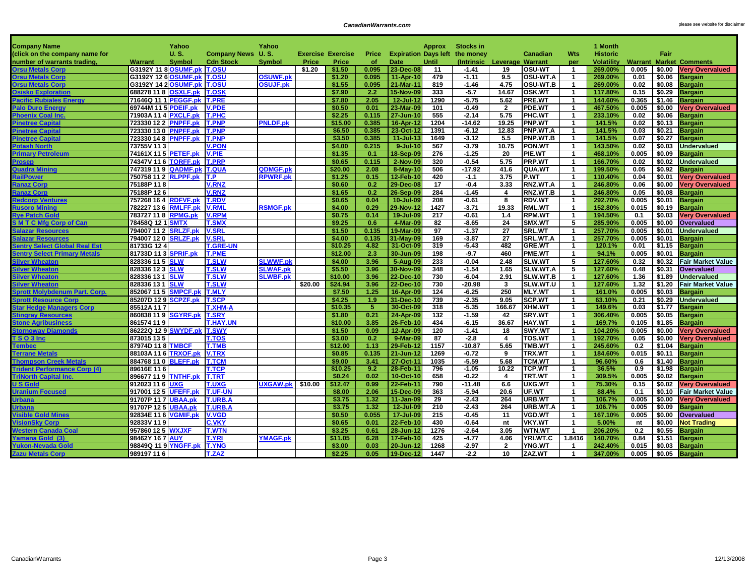| Company Name (click on the company name for number of warrants trading, | Warrant | Yahoo U. S. Symbol | Company News Cdn Stock | Yahoo U. S. Symbol | Exercise Price | Exercise Price | Price of | Expiration Date | Approx Days left Until | Stocks in the money (Intrinsic | Leverage | Canadian Warrant | Wts per | 1 Month Historic Volatility | Warrant | Fair Market | Comments |
|---|---|---|---|---|---|---|---|---|---|---|---|---|---|---|---|---|---|
| Orsu Metals Corp | G3192Y 11 8 | OSUMF.pk | T.OSU | | $1.20 | $1.50 | 0.095 | 23-Dec-08 | 11 | -1.41 | 19 | OSU-WT | 1 | 269.00% | 0.005 | $0.00 | Very Overvalued |
| Orsu Metals Corp | G3192Y 12 6 | OSUMF.pk | T.OSU | OSUWF.pk | | $1.20 | 0.095 | 11-Apr-10 | 479 | -1.11 | 9.5 | OSU-WT.A | 1 | 269.00% | 0.01 | $0.06 | Bargain |
| Orsu Metals Corp | G3192Y 14 2 | OSUMF.pk | T.OSU | OSUJF.pk | | $1.55 | 0.095 | 21-Mar-11 | 819 | -1.46 | 4.75 | OSU-WT.B | 1 | 269.00% | 0.02 | $0.08 | Bargain |
| Osisko Exploration | 688278 11 8 | OSXLF.pk | T.OSK | | | $7.90 | 2.2 | 15-Nov-09 | 333 | -5.7 | 14.67 | OSK.WT | 1 | 117.80% | 0.15 | $0.29 | Bargain |
| Pacific Rubiales Energy | 71646Q 11 1 | PEGGF.pk | T.PRE | | | $7.80 | 2.05 | 12-Jul-12 | 1290 | -5.75 | 5.62 | PRE.WT | 1 | 144.60% | 0.365 | $1.46 | Bargain |
| Palo Duro Energy | 69744M 11 5 | PDEIF.pk | V.PDE | | | $0.50 | 0.01 | 23-Mar-09 | 101 | -0.49 | 2 | PDE.WT | 1 | 467.50% | 0.005 | $0.00 | Very Overvalued |
| Phoenix Coal Inc. | 71903A 11 4 | PXCLF.pk | T.PHC | | | $2.25 | 0.115 | 27-Jun-10 | 555 | -2.14 | 5.75 | PHC.WT | 1 | 233.10% | 0.02 | $0.06 | Bargain |
| Pinetree Capital | 723330 12 2 | PNPFF.pk | T.PNP | PNLDF.pk | | $15.00 | 0.385 | 16-Apr-12 | 1204 | -14.62 | 19.25 | PNP.WT | 1 | 141.5% | 0.02 | $0.13 | Bargain |
| Pinetree Capital | 723330 13 0 | PNPFF.pk | T.PNP | | | $6.50 | 0.385 | 23-Oct-12 | 1391 | -6.12 | 12.83 | PNP.WT.A | 1 | 141.5% | 0.03 | $0.21 | Bargain |
| Pinetree Capital | 723330 14 8 | PNPFF.pk | T.PNP | | | $3.50 | 0.385 | 11-Jul-13 | 1649 | -3.12 | 5.5 | PNP.WT.B | 1 | 141.5% | 0.07 | $0.27 | Bargain |
| Potash North | 73755V 11 3 | | V.PON | | | $4.00 | 0.215 | 9-Jul-10 | 567 | -3.79 | 10.75 | PON.WT | 1 | 143.50% | 0.02 | $0.03 | Undervalued |
| Primary Petroleum | 74161X 11 5 | PETEF.pk | V.PIE | | | $1.35 | 0.1 | 18-Sep-09 | 276 | -1.25 | 20 | PIE.WT | 1 | 468.10% | 0.005 | $0.09 | Bargain |
| Prosep | 74347V 11 6 | TORFF.pk | T.PRP | | | $0.65 | 0.115 | 2-Nov-09 | 320 | -0.54 | 5.75 | PRP.WT | 1 | 166.70% | 0.02 | $0.02 | Undervalued |
| Quadra Mining | 747319 11 9 | QADMF.pk | T.QUA | QDMGF.pk | | $20.00 | 2.08 | 8-May-10 | 506 | -17.92 | 41.6 | QUA.WT | 1 | 199.50% | 0.05 | $0.92 | Bargain |
| RailPower | 750758 11 2 | RLPPF.pk | T.P | RPWRF.pk | | $1.25 | 0.15 | 12-Feb-10 | 420 | -1.1 | 3.75 | P.WT | 1 | 110.40% | 0.04 | $0.01 | Very Overvalued |
| Ranaz Corp | 75188P 11 8 | | V.RNZ | | | $0.60 | 0.2 | 29-Dec-08 | 17 | -0.4 | 3.33 | RNZ.WT.A | 1 | 246.80% | 0.06 | $0.00 | Very Overvalued |
| Ranaz Corp | 75188P 12 6 | | V.RNZ | | | $1.65 | 0.2 | 26-Sep-09 | 284 | -1.45 | 4 | RNZ.WT.B | 1 | 246.80% | 0.05 | $0.08 | Bargain |
| Redcorp Ventures | 757268 16 4 | RDFVF.pk | T.RDV | | | $0.65 | 0.04 | 10-Jul-09 | 208 | -0.61 | 8 | RDV.WT | 1 | 292.70% | 0.005 | $0.01 | Bargain |
| Rusoro Mining | 782227 13 6 | RMLFF.pk | V.RML | RSMGF.pk | | $4.00 | 0.29 | 29-Nov-12 | 1427 | -3.71 | 19.33 | RML.WT | 1 | 152.80% | 0.015 | $0.19 | Bargain |
| Rye Patch Gold | 783727 11 8 | RPMG.pk | V.RPM | | | $0.75 | 0.14 | 19-Jul-09 | 217 | -0.61 | 1.4 | RPM.WT | 1 | 194.50% | 0.1 | $0.03 | Very Overvalued |
| S M T C Mfg Corp of Can | 78458Q 12 1 | SMTX | T.SMX | | | $9.25 | 0.6 | 4-Mar-09 | 82 | -8.65 | 24 | SMX.WT | 5 | 285.90% | 0.005 | $0.00 | Overvalued |
| Salazar Resources | 794007 11 2 | SRLZF.pk | V.SRL | | | $1.50 | 0.135 | 19-Mar-09 | 97 | -1.37 | 27 | SRL.WT | 1 | 257.70% | 0.005 | $0.01 | Undervalued |
| Salazar Resources | 794007 12 0 | SRLZF.pk | V.SRL | | | $4.00 | 0.135 | 31-May-09 | 169 | -3.87 | 27 | SRL.WT.A | 1 | 257.70% | 0.005 | $0.01 | Bargain |
| Sentry Select Global Real Est | 81733G 12 4 | | T.GRE-UN | | | $10.25 | 4.82 | 31-Oct-09 | 319 | -5.43 | 482 | GRE.WT | 1 | 120.1% | 0.01 | $1.15 | Bargain |
| Sentry Select Primary Metals | 81733D 11 3 | SPRIF.pk | T.PME | | | $12.00 | 2.3 | 30-Jun-09 | 198 | -9.7 | 460 | PME.WT | 1 | 94.1% | 0.005 | $0.01 | Bargain |
| Silver Wheaton | 828336 11 5 | SLW | T.SLW | SLWWF.pk | | $4.00 | 3.96 | 5-Aug-09 | 233 | -0.04 | 2.48 | SLW.WT | 5 | 127.60% | 0.32 | $0.32 | Fair Market Value |
| Silver Wheaton | 828336 12 3 | SLW | T.SLW | SLWAF.pk | | $5.50 | 3.96 | 30-Nov-09 | 348 | -1.54 | 1.65 | SLW.WT.A | 5 | 127.60% | 0.48 | $0.31 | Overvalued |
| Silver Wheaton | 828336 13 1 | SLW | T.SLW | SLWBF.pk | | $10.00 | 3.96 | 22-Dec-10 | 730 | -6.04 | 2.91 | SLW.WT.B | 1 | 127.60% | 1.36 | $1.89 | Undervalued |
| Silver Wheaton | 828336 13 1 | SLW | T.SLW | | $20.00 | $24.94 | 3.96 | 22-Dec-10 | 730 | -20.98 | 3 | SLW.WT.U | 1 | 127.60% | 1.32 | $1.20 | Fair Market Value |
| Sprott Molybdenum Part. Corp. | 852067 11 5 | SMPCF.pk | T.MLY | | | $7.50 | 1.25 | 16-Apr-09 | 124 | -6.25 | 250 | MLY.WT | 1 | 161.0% | 0.005 | $0.03 | Bargain |
| Sprott Resource Corp | 85207D 12 9 | SCPZF.pk | T.SCP | | | $4.25 | 1.9 | 31-Dec-10 | 739 | -2.35 | 9.05 | SCP.WT | 1 | 63.10% | 0.21 | $0.29 | Undervalued |
| Star Hedge Managers Corp | 85512A 11 7 | | T.XHM-A | | | $10.35 | 5 | 30-Oct-09 | 318 | -5.35 | 166.67 | XHM.WT | 1 | 149.6% | 0.03 | $1.77 | Bargain |
| Stingray Resources | 860838 11 9 | SGYRF.pk | T.SRY | | | $1.80 | 0.21 | 24-Apr-09 | 132 | -1.59 | 42 | SRY.WT | 1 | 306.40% | 0.005 | $0.05 | Bargain |
| Stone Agribusiness | 861574 11 9 | | T.HAY.UN | | | $10.00 | 3.85 | 26-Feb-10 | 434 | -6.15 | 36.67 | HAY.WT | 1 | 169.7% | 0.105 | $1.85 | Bargain |
| Stornoway Diamonds | 86222Q 12 9 | SWYDF.pk | T.SWY | | | $1.50 | 0.09 | 12-Apr-09 | 120 | -1.41 | 18 | SWY.WT | 1 | 104.20% | 0.005 | $0.00 | Very Overvalued |
| T S O 3 Inc | 873015 13 5 | | T.TOS | | | $3.00 | 0.2 | 9-Mar-09 | 87 | -2.8 | 4 | TOS.WT | 1 | 192.70% | 0.05 | $0.00 | Very Overvalued |
| Tembec | 87974D 11 8 | TMBCF | T.TMB | | | $12.00 | 1.13 | 29-Feb-12 | 1157 | -10.87 | 5.65 | TMB.WT | 1 | 245.60% | 0.2 | $1.04 | Bargain |
| Terrane Metals | 88103A 11 6 | TRXOF.pk | V.TRX | | | $0.85 | 0.135 | 21-Jun-12 | 1269 | -0.72 | 9 | TRX.WT | 1 | 184.60% | 0.015 | $0.11 | Bargain |
| Thompson Creek Metals | 884768 11 0 | BLEFF.pk | T.TCM | | | $9.00 | 3.41 | 27-Oct-11 | 1035 | -5.59 | 5.68 | TCM.WT | 1 | 96.60% | 0.6 | $1.40 | Bargain |
| Trident Performance Corp (4) | 89616E 11 6 | | T.TCP | | | $10.25 | 9.2 | 28-Feb-11 | 796 | -1.05 | 10.22 | TCP.WT | 1 | 36.5% | 0.9 | $1.98 | Bargain |
| TriNorth Capital Inc. | 896677 11 9 | TNTHF.pk | T.TRT | | | $0.24 | 0.02 | 10-Oct-10 | 658 | -0.22 | 4 | TRT.WT | 1 | 309.5% | 0.005 | $0.02 | Bargain |
| U S Gold | 912023 11 6 | UXG | T.UXG | UXGAW.pk | $10.00 | $12.47 | 0.99 | 22-Feb-11 | 790 | -11.48 | 6.6 | UXG.WT | 1 | 75.30% | 0.15 | $0.02 | Very Overvalued |
| Uranium Focused | 917001 12 5 | UFEFF.pk | T.UF-UN | | | $8.00 | 2.06 | 15-Dec-09 | 363 | -5.94 | 20.6 | UF.WT | 1 | 88.4% | 0.1 | $0.10 | Fair Market Value |
| Urbana | 91707P 11 7 | UBAA.pk | T.URB.A | | | $3.75 | 1.32 | 11-Jan-09 | 29 | -2.43 | 264 | URB.WT | 1 | 106.7% | 0.005 | $0.00 | Very Overvalued |
| Urbana | 91707P 12 5 | UBAA.pk | T.URB.A | | | $3.75 | 1.32 | 12-Jul-09 | 210 | -2.43 | 264 | URB.WT.A | 1 | 106.7% | 0.005 | $0.09 | Bargain |
| Visible Gold Mines | 92834E 11 6 | VGMIF.pk | V.VGD | | | $0.50 | 0.055 | 17-Jul-09 | 215 | -0.45 | 11 | VGD.WT | 1 | 167.10% | 0.005 | $0.00 | Overvalued |
| VisionSky Corp | 92833V 11 9 | | C.VKY | | | $0.65 | 0.01 | 22-Feb-10 | 430 | -0.64 | nt | VKY.WT | 1 | 5.00% | nt | $0.00 | Not Trading |
| Western Canada Coal | 957860 12 5 | WXJXF | T.WTN | | | $3.25 | 0.61 | 28-Jun-12 | 1276 | -2.64 | 3.05 | WTN.WT | 1 | 206.20% | 0.2 | $0.55 | Bargain |
| Yamana Gold (3) | 98462Y 16 7 | AUY | T.YRI | YMAGF.pk | | $11.05 | 6.28 | 17-Feb-10 | 425 | -4.77 | 4.06 | YRI.WT.C | 1.8416 | 140.70% | 0.84 | $1.51 | Bargain |
| Yukon-Nevada Gold | 98849Q 11 9 | YNGFF.pk | T.YNG | | | $3.00 | 0.03 | 20-Jun-12 | 1268 | -2.97 | 2 | YNG.WT | 1 | 242.40% | 0.015 | $0.03 | Bargain |
| Zazu Metals Corp | 989197 11 6 | | T.ZAZ | | | $2.25 | 0.05 | 19-Dec-12 | 1447 | -2.2 | 10 | ZAZ.WT | 1 | 347.00% | 0.005 | $0.05 | Bargain |